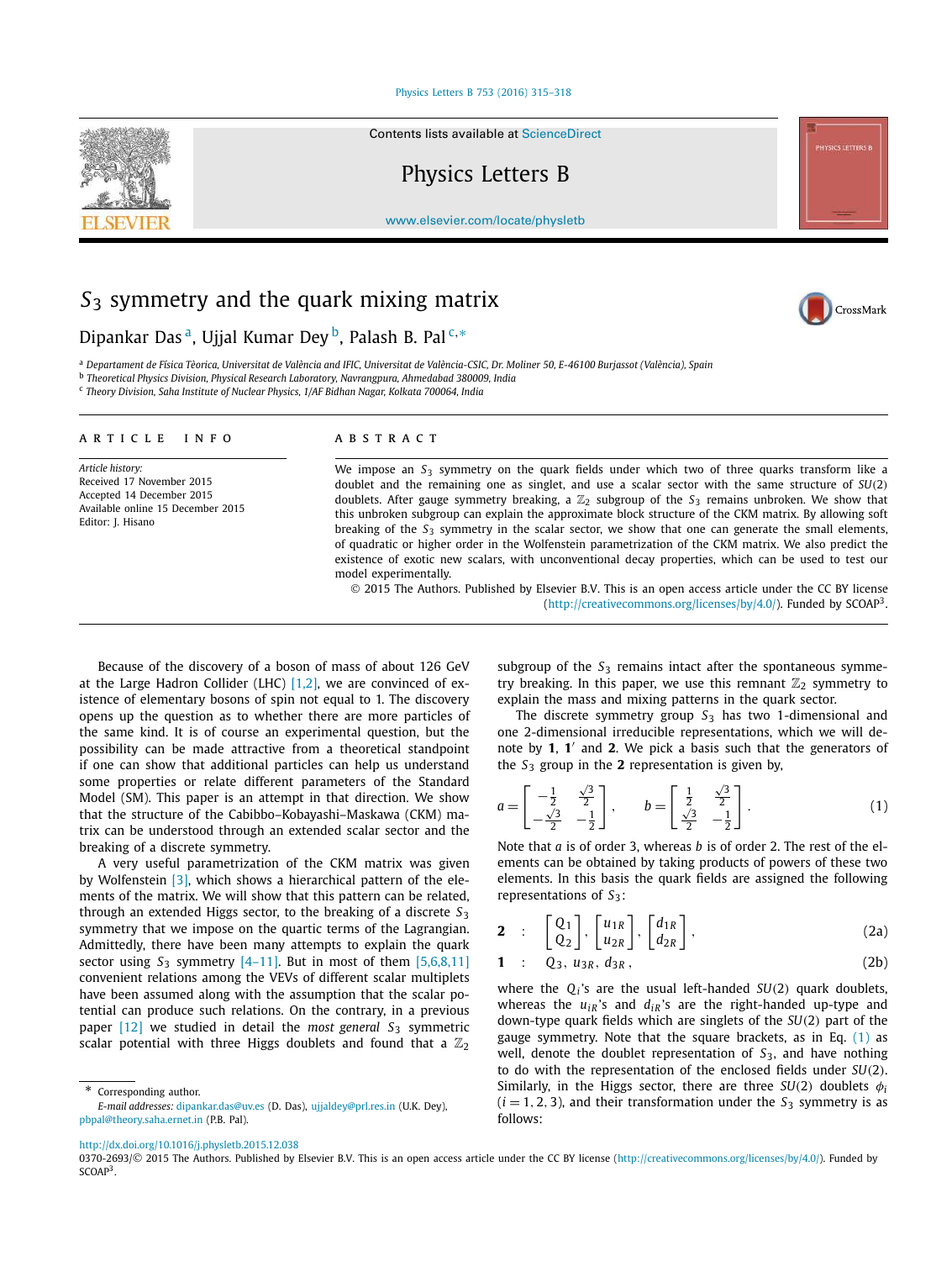# $S_3$ symmetry and the quark mixing matrix

Dipankar Das [a], Ujjal Kumar Dey [b], Palash B. Pal [c,*]

[a] Departament de Física Tèorica, Universitat de València and IFIC, Universitat de València-CSIC, Dr. Moliner 50, E-46100 Burjassot (València), Spain

[b] Theoretical Physics Division, Physical Research Laboratory, Navrangpura, Ahmedabad 380009, India

[c] Theory Division, Saha Institute of Nuclear Physics, 1/AF Bidhan Nagar, Kolkata 700064, India

## ARTICLE INFO

*Article history:*
Received 17 November 2015
Accepted 14 December 2015
Available online 15 December 2015
Editor: J. Hisano

## ABSTRACT

We impose an $S_3$ symmetry on the quark fields under which two of three quarks transform like a doublet and the remaining one as singlet, and use a scalar sector with the same structure of $SU(2)$ doublets. After gauge symmetry breaking, a $\mathbb{Z}_2$ subgroup of the $S_3$ remains unbroken. We show that this unbroken subgroup can explain the approximate block structure of the CKM matrix. By allowing soft breaking of the $S_3$ symmetry in the scalar sector, we show that one can generate the small elements, of quadratic or higher order in the Wolfenstein parametrization of the CKM matrix. We also predict the existence of exotic new scalars, with unconventional decay properties, which can be used to test our model experimentally.

© 2015 The Authors. Published by Elsevier B.V. This is an open access article under the CC BY license (http://creativecommons.org/licenses/by/4.0/). Funded by SCOAP[3].

Because of the discovery of a boson of mass of about 126 GeV at the Large Hadron Collider (LHC) [1,2], we are convinced of existence of elementary bosons of spin not equal to 1. The discovery opens up the question as to whether there are more particles of the same kind. It is of course an experimental question, but the possibility can be made attractive from a theoretical standpoint if one can show that additional particles can help us understand some properties or relate different parameters of the Standard Model (SM). This paper is an attempt in that direction. We show that the structure of the Cabibbo–Kobayashi–Maskawa (CKM) matrix can be understood through an extended scalar sector and the breaking of a discrete symmetry.

A very useful parametrization of the CKM matrix was given by Wolfenstein [3], which shows a hierarchical pattern of the elements of the matrix. We will show that this pattern can be related, through an extended Higgs sector, to the breaking of a discrete $S_3$ symmetry that we impose on the quartic terms of the Lagrangian. Admittedly, there have been many attempts to explain the quark sector using $S_3$ symmetry [4–11]. But in most of them [5,6,8,11] convenient relations among the VEVs of different scalar multiplets have been assumed along with the assumption that the scalar potential can produce such relations. On the contrary, in a previous paper [12] we studied in detail the *most general* $S_3$ symmetric scalar potential with three Higgs doublets and found that a $\mathbb{Z}_2$ subgroup of the $S_3$ remains intact after the spontaneous symmetry breaking. In this paper, we use this remnant $\mathbb{Z}_2$ symmetry to explain the mass and mixing patterns in the quark sector.

The discrete symmetry group $S_3$ has two 1-dimensional and one 2-dimensional irreducible representations, which we will denote by **1**, **1′** and **2**. We pick a basis such that the generators of the $S_3$ group in the **2** representation is given by,

$$a = \begin{bmatrix} -\frac{1}{2} & \frac{\sqrt{3}}{2} \\ -\frac{\sqrt{3}}{2} & -\frac{1}{2} \end{bmatrix}, \qquad b = \begin{bmatrix} \frac{1}{2} & \frac{\sqrt{3}}{2} \\ \frac{\sqrt{3}}{2} & -\frac{1}{2} \end{bmatrix}. \tag{1}$$

Note that $a$ is of order 3, whereas $b$ is of order 2. The rest of the elements can be obtained by taking products of powers of these two elements. In this basis the quark fields are assigned the following representations of $S_3$:

$$\mathbf{2} \quad : \quad \begin{bmatrix} Q_1 \\ Q_2 \end{bmatrix}, \begin{bmatrix} u_{1R} \\ u_{2R} \end{bmatrix}, \begin{bmatrix} d_{1R} \\ d_{2R} \end{bmatrix}, \tag{2a}$$

$$\mathbf{1} \quad : \quad Q_3,\ u_{3R},\ d_{3R}, \tag{2b}$$

where the $Q_i$'s are the usual left-handed $SU(2)$ quark doublets, whereas the $u_{iR}$'s and $d_{iR}$'s are the right-handed up-type and down-type quark fields which are singlets of the $SU(2)$ part of the gauge symmetry. Note that the square brackets, as in Eq. (1) as well, denote the doublet representation of $S_3$, and have nothing to do with the representation of the enclosed fields under $SU(2)$. Similarly, in the Higgs sector, there are three $SU(2)$ doublets $\phi_i$ ($i = 1, 2, 3$), and their transformation under the $S_3$ symmetry is as follows:

* Corresponding author.
*E-mail addresses:* dipankar.das@uv.es (D. Das), ujjaldey@prl.res.in (U.K. Dey), pbpal@theory.saha.ernet.in (P.B. Pal).

http://dx.doi.org/10.1016/j.physletb.2015.12.038
0370-2693/© 2015 The Authors. Published by Elsevier B.V. This is an open access article under the CC BY license (http://creativecommons.org/licenses/by/4.0/). Funded by SCOAP[3].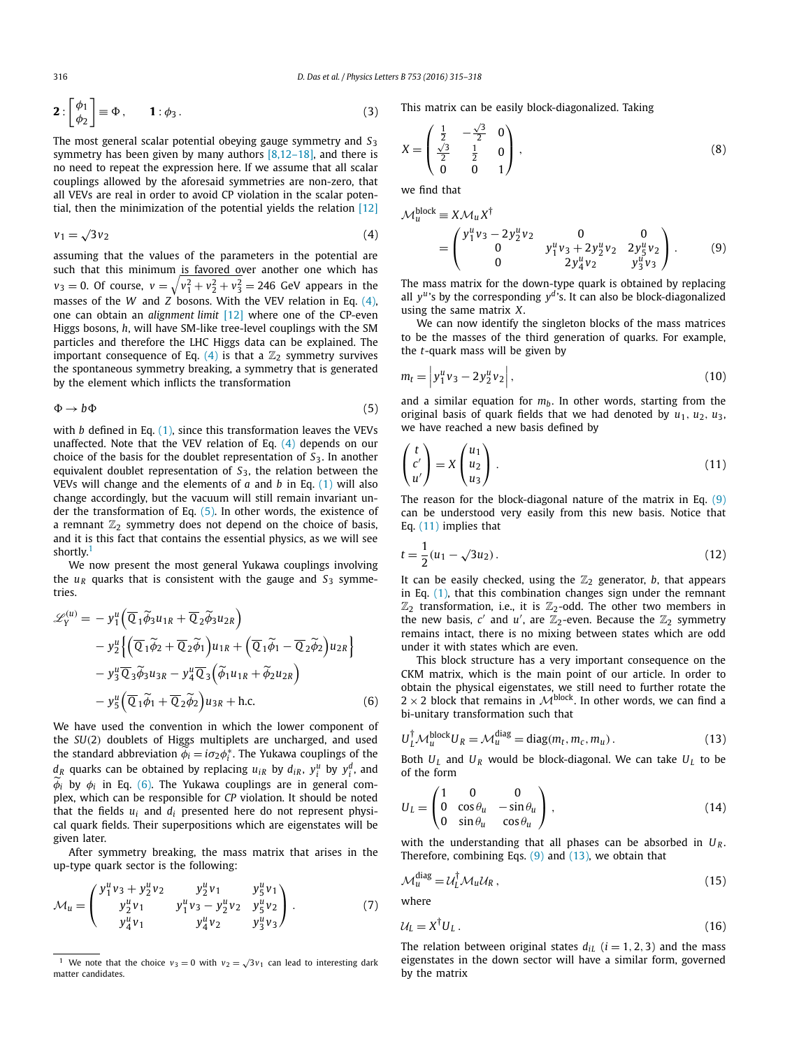$$\mathbf{2}:\begin{bmatrix}\phi_1\\ \phi_2\end{bmatrix}\equiv\Phi\,,\qquad \mathbf{1}:\phi_3\,. \tag{3}$$

The most general scalar potential obeying gauge symmetry and $S_3$ symmetry has been given by many authors [8,12–18], and there is no need to repeat the expression here. If we assume that all scalar couplings allowed by the aforesaid symmetries are non-zero, that all VEVs are real in order to avoid CP violation in the scalar potential, then the minimization of the potential yields the relation [12]

$$v_1=\sqrt{3}v_2 \tag{4}$$

assuming that the values of the parameters in the potential are such that this minimum is favored over another one which has $v_3=0$. Of course, $v=\sqrt{v_1^2+v_2^2+v_3^2}=246$ GeV appears in the masses of the $W$ and $Z$ bosons. With the VEV relation in Eq. (4), one can obtain an *alignment limit* [12] where one of the CP-even Higgs bosons, $h$, will have SM-like tree-level couplings with the SM particles and therefore the LHC Higgs data can be explained. The important consequence of Eq. (4) is that a $\mathbb{Z}_2$ symmetry survives the spontaneous symmetry breaking, a symmetry that is generated by the element which inflicts the transformation

$$\Phi\to b\Phi \tag{5}$$

with $b$ defined in Eq. (1), since this transformation leaves the VEVs unaffected. Note that the VEV relation of Eq. (4) depends on our choice of the basis for the doublet representation of $S_3$. In another equivalent doublet representation of $S_3$, the relation between the VEVs will change and the elements of $a$ and $b$ in Eq. (1) will also change accordingly, but the vacuum will still remain invariant under the transformation of Eq. (5). In other words, the existence of a remnant $\mathbb{Z}_2$ symmetry does not depend on the choice of basis, and it is this fact that contains the essential physics, as we will see shortly.[1]

We now present the most general Yukawa couplings involving the $u_R$ quarks that is consistent with the gauge and $S_3$ symmetries.

$$\begin{aligned}\mathscr{L}_Y^{(u)}=&-y_1^u\Big(\overline{Q}_1\widetilde{\phi}_3u_{1R}+\overline{Q}_2\widetilde{\phi}_3u_{2R}\Big)\\&-y_2^u\Big\{\Big(\overline{Q}_1\widetilde{\phi}_2+\overline{Q}_2\widetilde{\phi}_1\Big)u_{1R}+\Big(\overline{Q}_1\widetilde{\phi}_1-\overline{Q}_2\widetilde{\phi}_2\Big)u_{2R}\Big\}\\&-y_3^u\overline{Q}_3\widetilde{\phi}_3u_{3R}-y_4^u\overline{Q}_3\Big(\widetilde{\phi}_1u_{1R}+\widetilde{\phi}_2u_{2R}\Big)\\&-y_5^u\Big(\overline{Q}_1\widetilde{\phi}_1+\overline{Q}_2\widetilde{\phi}_2\Big)u_{3R}+\text{h.c.}\end{aligned} \tag{6}$$

We have used the convention in which the lower component of the $SU(2)$ doublets of Higgs multiplets are uncharged, and used the standard abbreviation $\widetilde{\phi}_i=i\sigma_2\phi_i^*$. The Yukawa couplings of the $d_R$ quarks can be obtained by replacing $u_{iR}$ by $d_{iR}$, $y_i^u$ by $y_i^d$, and $\widetilde{\phi}_i$ by $\phi_i$ in Eq. (6). The Yukawa couplings are in general complex, which can be responsible for *CP* violation. It should be noted that the fields $u_i$ and $d_i$ presented here do not represent physical quark fields. Their superpositions which are eigenstates will be given later.

After symmetry breaking, the mass matrix that arises in the up-type quark sector is the following:

$$\mathcal{M}_u=\begin{pmatrix}y_1^uv_3+y_2^uv_2 & y_2^uv_1 & y_5^uv_1\\ y_2^uv_1 & y_1^uv_3-y_2^uv_2 & y_5^uv_2\\ y_4^uv_1 & y_4^uv_2 & y_3^uv_3\end{pmatrix}. \tag{7}$$

This matrix can be easily block-diagonalized. Taking

$$X=\begin{pmatrix}\frac{1}{2} & -\frac{\sqrt{3}}{2} & 0\\ \frac{\sqrt{3}}{2} & \frac{1}{2} & 0\\ 0 & 0 & 1\end{pmatrix}, \tag{8}$$

we find that

$$\begin{aligned}\mathcal{M}_u^{\text{block}}&\equiv X\mathcal{M}_uX^\dagger\\&=\begin{pmatrix}y_1^uv_3-2y_2^uv_2 & 0 & 0\\ 0 & y_1^uv_3+2y_2^uv_2 & 2y_5^uv_2\\ 0 & 2y_4^uv_2 & y_3^uv_3\end{pmatrix}.\end{aligned} \tag{9}$$

The mass matrix for the down-type quark is obtained by replacing all $y^u$'s by the corresponding $y^d$'s. It can also be block-diagonalized using the same matrix $X$.

We can now identify the singleton blocks of the mass matrices to be the masses of the third generation of quarks. For example, the $t$-quark mass will be given by

$$m_t=\left|y_1^uv_3-2y_2^uv_2\right|, \tag{10}$$

and a similar equation for $m_b$. In other words, starting from the original basis of quark fields that we had denoted by $u_1$, $u_2$, $u_3$, we have reached a new basis defined by

$$\begin{pmatrix}t\\ c'\\ u'\end{pmatrix}=X\begin{pmatrix}u_1\\ u_2\\ u_3\end{pmatrix}. \tag{11}$$

The reason for the block-diagonal nature of the matrix in Eq. (9) can be understood very easily from this new basis. Notice that Eq. (11) implies that

$$t=\frac{1}{2}(u_1-\sqrt{3}u_2). \tag{12}$$

It can be easily checked, using the $\mathbb{Z}_2$ generator, $b$, that appears in Eq. (1), that this combination changes sign under the remnant $\mathbb{Z}_2$ transformation, i.e., it is $\mathbb{Z}_2$-odd. The other two members in the new basis, $c'$ and $u'$, are $\mathbb{Z}_2$-even. Because the $\mathbb{Z}_2$ symmetry remains intact, there is no mixing between states which are odd under it with states which are even.

This block structure has a very important consequence on the CKM matrix, which is the main point of our article. In order to obtain the physical eigenstates, we still need to further rotate the $2\times2$ block that remains in $\mathcal{M}^{\text{block}}$. In other words, we can find a bi-unitary transformation such that

$$U_L^\dagger\mathcal{M}_u^{\text{block}}U_R=\mathcal{M}_u^{\text{diag}}=\text{diag}(m_t,m_c,m_u). \tag{13}$$

Both $U_L$ and $U_R$ would be block-diagonal. We can take $U_L$ to be of the form

$$U_L=\begin{pmatrix}1 & 0 & 0\\ 0 & \cos\theta_u & -\sin\theta_u\\ 0 & \sin\theta_u & \cos\theta_u\end{pmatrix}, \tag{14}$$

with the understanding that all phases can be absorbed in $U_R$. Therefore, combining Eqs. (9) and (13), we obtain that

$$\mathcal{M}_u^{\text{diag}}=\mathcal{U}_L^\dagger\mathcal{M}_u\mathcal{U}_R\,, \tag{15}$$

where

$$\mathcal{U}_L=X^\dagger U_L\,. \tag{16}$$

The relation between original states $d_{iL}$ $(i=1,2,3)$ and the mass eigenstates in the down sector will have a similar form, governed by the matrix

[1] We note that the choice $v_3=0$ with $v_2=\sqrt{3}v_1$ can lead to interesting dark matter candidates.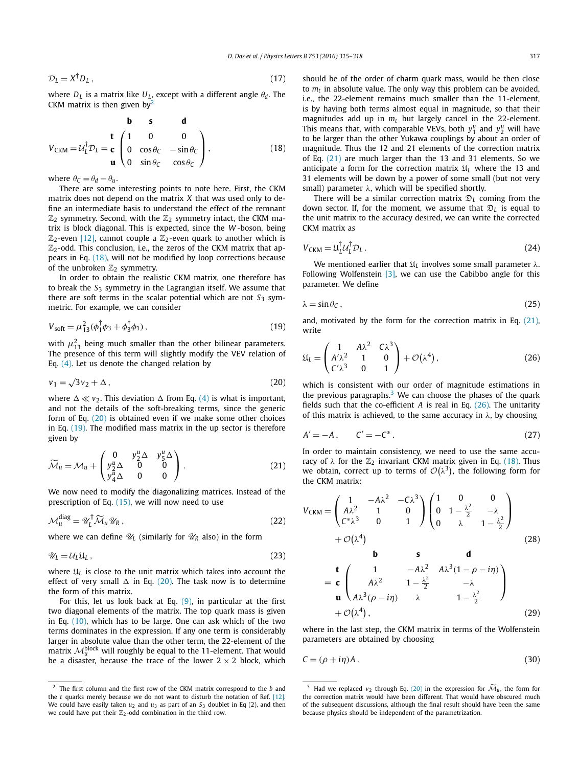$$\mathcal{D}_L = X^\dagger D_L \,, \tag{17}$$

where $D_L$ is a matrix like $U_L$, except with a different angle $\theta_d$. The CKM matrix is then given by[2]

$$V_{\rm CKM} = \mathcal{U}_L^\dagger \mathcal{D}_L = \begin{array}{c} \\ \mathbf{t} \\ \mathbf{c} \\ \mathbf{u} \end{array} \!\!\begin{array}{c} \begin{array}{ccc} \mathbf{b} & \mathbf{s} & \mathbf{d} \end{array} \\ \begin{pmatrix} 1 & 0 & 0 \\ 0 & \cos\theta_C & -\sin\theta_C \\ 0 & \sin\theta_C & \cos\theta_C \end{pmatrix} \end{array} , \tag{18}$$

where $\theta_C = \theta_d - \theta_u$.

There are some interesting points to note here. First, the CKM matrix does not depend on the matrix $X$ that was used only to define an intermediate basis to understand the effect of the remnant $\mathbb{Z}_2$ symmetry. Second, with the $\mathbb{Z}_2$ symmetry intact, the CKM matrix is block diagonal. This is expected, since the $W$-boson, being $\mathbb{Z}_2$-even [12], cannot couple a $\mathbb{Z}_2$-even quark to another which is $\mathbb{Z}_2$-odd. This conclusion, i.e., the zeros of the CKM matrix that appears in Eq. (18), will not be modified by loop corrections because of the unbroken $\mathbb{Z}_2$ symmetry.

In order to obtain the realistic CKM matrix, one therefore has to break the $S_3$ symmetry in the Lagrangian itself. We assume that there are soft terms in the scalar potential which are not $S_3$ symmetric. For example, we can consider

$$V_{\rm soft} = \mu_{13}^2 (\phi_1^\dagger \phi_3 + \phi_3^\dagger \phi_1) \,, \tag{19}$$

with $\mu_{13}^2$ being much smaller than the other bilinear parameters. The presence of this term will slightly modify the VEV relation of Eq. (4). Let us denote the changed relation by

$$v_1 = \sqrt{3} v_2 + \Delta \,, \tag{20}$$

where $\Delta \ll v_2$. This deviation $\Delta$ from Eq. (4) is what is important, and not the details of the soft-breaking terms, since the generic form of Eq. (20) is obtained even if we make some other choices in Eq. (19). The modified mass matrix in the up sector is therefore given by

$$\widetilde{\mathcal{M}}_u = \mathcal{M}_u + \begin{pmatrix} 0 & y_2^u \Delta & y_5^u \Delta \\ y_2^u \Delta & 0 & 0 \\ y_4^u \Delta & 0 & 0 \end{pmatrix} . \tag{21}$$

We now need to modify the diagonalizing matrices. Instead of the prescription of Eq. (15), we will now need to use

$$\mathcal{M}_u^{\rm diag} = \mathscr{U}_L^\dagger \widetilde{\mathcal{M}}_u \mathscr{U}_R \,, \tag{22}$$

where we can define $\mathscr{U}_L$ (similarly for $\mathscr{U}_R$ also) in the form

$$\mathscr{U}_L = \mathcal{U}_L \mathfrak{U}_L \,, \tag{23}$$

where $\mathfrak{U}_L$ is close to the unit matrix which takes into account the effect of very small $\Delta$ in Eq. (20). The task now is to determine the form of this matrix.

For this, let us look back at Eq. (9), in particular at the first two diagonal elements of the matrix. The top quark mass is given in Eq. (10), which has to be large. One can ask which of the two terms dominates in the expression. If any one term is considerably larger in absolute value than the other term, the 22-element of the matrix $\mathcal{M}_u^{\rm block}$ will roughly be equal to the 11-element. That would be a disaster, because the trace of the lower $2\times 2$ block, which should be of the order of charm quark mass, would be then close to $m_t$ in absolute value. The only way this problem can be avoided, i.e., the 22-element remains much smaller than the 11-element, is by having both terms almost equal in magnitude, so that their magnitudes add up in $m_t$ but largely cancel in the 22-element. This means that, with comparable VEVs, both $y_1^u$ and $y_2^u$ will have to be larger than the other Yukawa couplings by about an order of magnitude. Thus the 12 and 21 elements of the correction matrix of Eq. (21) are much larger than the 13 and 31 elements. So we anticipate a form for the correction matrix $\mathfrak{U}_L$ where the 13 and 31 elements will be down by a power of some small (but not very small) parameter $\lambda$, which will be specified shortly.

There will be a similar correction matrix $\mathfrak{D}_L$ coming from the down sector. If, for the moment, we assume that $\mathfrak{D}_L$ is equal to the unit matrix to the accuracy desired, we can write the corrected CKM matrix as

$$V_{\rm CKM} = \mathfrak{U}_L^\dagger \mathcal{U}_L^\dagger \mathcal{D}_L \,. \tag{24}$$

We mentioned earlier that $\mathfrak{U}_L$ involves some small parameter $\lambda$. Following Wolfenstein [3], we can use the Cabibbo angle for this parameter. We define

$$\lambda = \sin\theta_C \,, \tag{25}$$

and, motivated by the form for the correction matrix in Eq. (21), write

$$\mathfrak{U}_L = \begin{pmatrix} 1 & A\lambda^2 & C\lambda^3 \\ A'\lambda^2 & 1 & 0 \\ C'\lambda^3 & 0 & 1 \end{pmatrix} + \mathcal{O}(\lambda^4) \,, \tag{26}$$

which is consistent with our order of magnitude estimations in the previous paragraphs.[3] We can choose the phases of the quark fields such that the co-efficient $A$ in Eq. (26) is real. The unitarity of this matrix is achieved, to the same accuracy in $\lambda$, by choosing

$$A' = -A \,, \qquad C' = -C^* \,. \tag{27}$$

In order to maintain consistency, we need to use the same accuracy of $\lambda$ for the $\mathbb{Z}_2$ invariant CKM matrix given in Eq. (18). Thus we obtain, correct up to terms of $\mathcal{O}(\lambda^3)$, the following form for the CKM matrix:

$$V_{\rm CKM} = \begin{pmatrix} 1 & -A\lambda^2 & -C\lambda^3 \\ A\lambda^2 & 1 & 0 \\ C^*\lambda^3 & 0 & 1 \end{pmatrix} \begin{pmatrix} 1 & 0 & 0 \\ 0 & 1-\frac{\lambda^2}{2} & -\lambda \\ 0 & \lambda & 1-\frac{\lambda^2}{2} \end{pmatrix} + \mathcal{O}(\lambda^4) \tag{28}$$

$$= \begin{array}{c} \\ \mathbf{t} \\ \mathbf{c} \\ \mathbf{u} \end{array} \!\!\begin{array}{c} \begin{array}{ccc} \mathbf{b} & \mathbf{s} & \mathbf{d} \end{array} \\ \begin{pmatrix} 1 & -A\lambda^2 & A\lambda^3(1-\rho-i\eta) \\ A\lambda^2 & 1-\frac{\lambda^2}{2} & -\lambda \\ A\lambda^3(\rho-i\eta) & \lambda & 1-\frac{\lambda^2}{2} \end{pmatrix} \end{array} + \mathcal{O}(\lambda^4) \,, \tag{29}$$

where in the last step, the CKM matrix in terms of the Wolfenstein parameters are obtained by choosing

$$C = (\rho + i\eta) A \,. \tag{30}$$

---

[2] The first column and the first row of the CKM matrix correspond to the $b$ and the $t$ quarks merely because we do not want to disturb the notation of Ref. [12]. We could have easily taken $u_2$ and $u_3$ as part of an $S_3$ doublet in Eq (2), and then we could have put their $\mathbb{Z}_2$-odd combination in the third row.

[3] Had we replaced $v_2$ through Eq. (20) in the expression for $\widetilde{\mathcal{M}}_u$, the form for the correction matrix would have been different. That would have obscured much of the subsequent discussions, although the final result should have been the same because physics should be independent of the parametrization.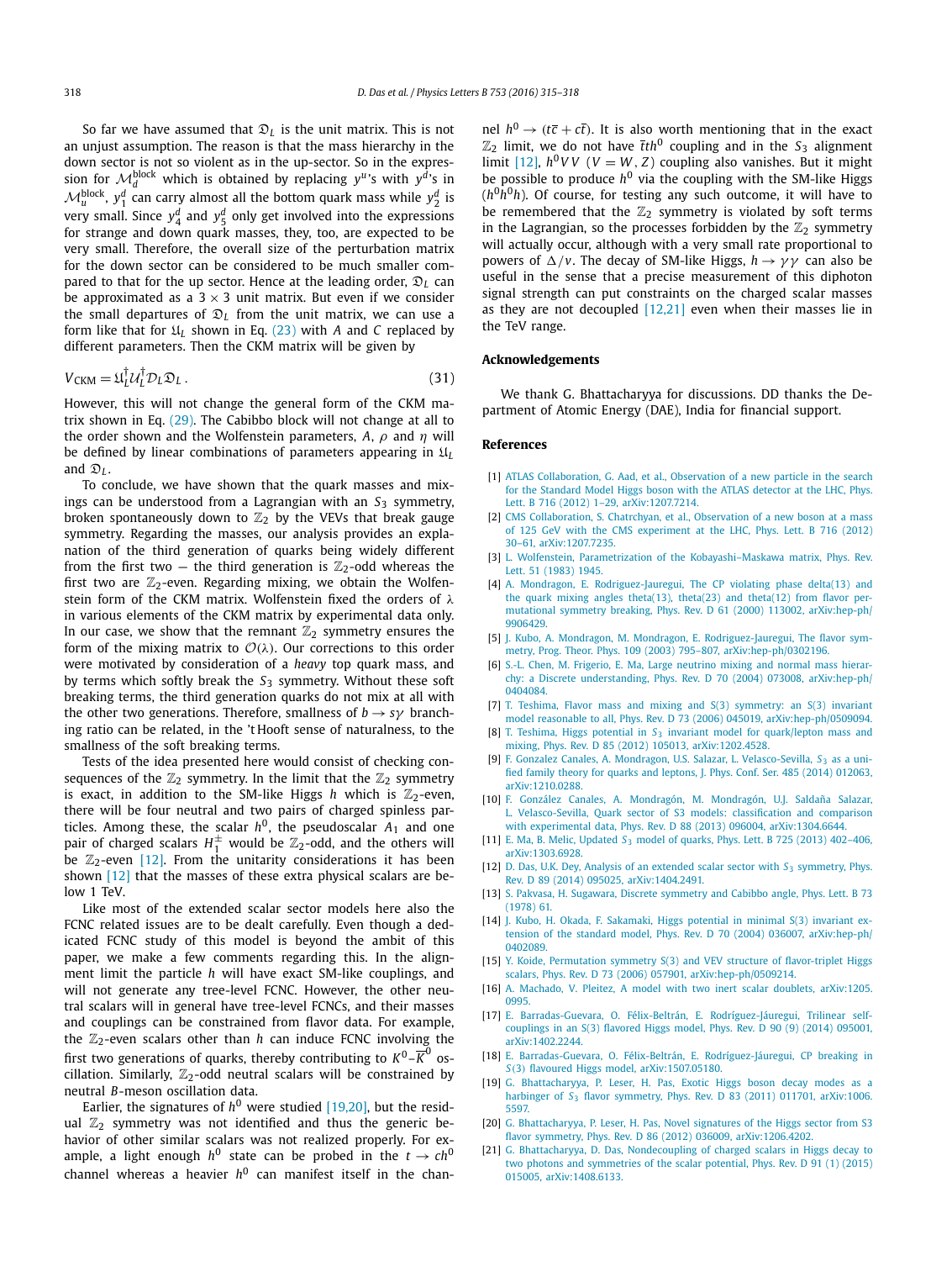So far we have assumed that $\mathfrak{D}_L$ is the unit matrix. This is not an unjust assumption. The reason is that the mass hierarchy in the down sector is not so violent as in the up-sector. So in the expression for $\mathcal{M}_d^{\text{block}}$ which is obtained by replacing $y^u$'s with $y^d$'s in $\mathcal{M}_u^{\text{block}}$, $y_1^d$ can carry almost all the bottom quark mass while $y_2^d$ is very small. Since $y_4^d$ and $y_5^d$ only get involved into the expressions for strange and down quark masses, they, too, are expected to be very small. Therefore, the overall size of the perturbation matrix for the down sector can be considered to be much smaller compared to that for the up sector. Hence at the leading order, $\mathfrak{D}_L$ can be approximated as a $3 \times 3$ unit matrix. But even if we consider the small departures of $\mathfrak{D}_L$ from the unit matrix, we can use a form like that for $\mathfrak{U}_L$ shown in Eq. (23) with $A$ and $C$ replaced by different parameters. Then the CKM matrix will be given by

$$V_{\text{CKM}} = \mathfrak{U}_L^\dagger \mathcal{U}_L^\dagger \mathcal{D}_L \mathfrak{D}_L \,. \tag{31}$$

However, this will not change the general form of the CKM matrix shown in Eq. (29). The Cabibbo block will not change at all to the order shown and the Wolfenstein parameters, $A$, $\rho$ and $\eta$ will be defined by linear combinations of parameters appearing in $\mathfrak{U}_L$ and $\mathfrak{D}_L$.

To conclude, we have shown that the quark masses and mixings can be understood from a Lagrangian with an $S_3$ symmetry, broken spontaneously down to $\mathbb{Z}_2$ by the VEVs that break gauge symmetry. Regarding the masses, our analysis provides an explanation of the third generation of quarks being widely different from the first two – the third generation is $\mathbb{Z}_2$-odd whereas the first two are $\mathbb{Z}_2$-even. Regarding mixing, we obtain the Wolfenstein form of the CKM matrix. Wolfenstein fixed the orders of $\lambda$ in various elements of the CKM matrix by experimental data only. In our case, we show that the remnant $\mathbb{Z}_2$ symmetry ensures the form of the mixing matrix to $\mathcal{O}(\lambda)$. Our corrections to this order were motivated by consideration of a *heavy* top quark mass, and by terms which softly break the $S_3$ symmetry. Without these soft breaking terms, the third generation quarks do not mix at all with the other two generations. Therefore, smallness of $b \to s\gamma$ branching ratio can be related, in the 't Hooft sense of naturalness, to the smallness of the soft breaking terms.

Tests of the idea presented here would consist of checking consequences of the $\mathbb{Z}_2$ symmetry. In the limit that the $\mathbb{Z}_2$ symmetry is exact, in addition to the SM-like Higgs $h$ which is $\mathbb{Z}_2$-even, there will be four neutral and two pairs of charged spinless particles. Among these, the scalar $h^0$, the pseudoscalar $A_1$ and one pair of charged scalars $H_1^\pm$ would be $\mathbb{Z}_2$-odd, and the others will be $\mathbb{Z}_2$-even [12]. From the unitarity considerations it has been shown [12] that the masses of these extra physical scalars are below 1 TeV.

Like most of the extended scalar sector models here also the FCNC related issues are to be dealt carefully. Even though a dedicated FCNC study of this model is beyond the ambit of this paper, we make a few comments regarding this. In the alignment limit the particle $h$ will have exact SM-like couplings, and will not generate any tree-level FCNC. However, the other neutral scalars will in general have tree-level FCNCs, and their masses and couplings can be constrained from flavor data. For example, the $\mathbb{Z}_2$-even scalars other than $h$ can induce FCNC involving the first two generations of quarks, thereby contributing to $K^0$–$\overline{K}^0$ oscillation. Similarly, $\mathbb{Z}_2$-odd neutral scalars will be constrained by neutral $B$-meson oscillation data.

Earlier, the signatures of $h^0$ were studied [19,20], but the residual $\mathbb{Z}_2$ symmetry was not identified and thus the generic behavior of other similar scalars was not realized properly. For example, a light enough $h^0$ state can be probed in the $t \to ch^0$ channel whereas a heavier $h^0$ can manifest itself in the channel $h^0 \to (t\bar{c} + c\bar{t})$. It is also worth mentioning that in the exact $\mathbb{Z}_2$ limit, we do not have $\bar{t}th^0$ coupling and in the $S_3$ alignment limit [12], $h^0VV$ $(V = W, Z)$ coupling also vanishes. But it might be possible to produce $h^0$ via the coupling with the SM-like Higgs $(h^0h^0h)$. Of course, for testing any such outcome, it will have to be remembered that the $\mathbb{Z}_2$ symmetry is violated by soft terms in the Lagrangian, so the processes forbidden by the $\mathbb{Z}_2$ symmetry will actually occur, although with a very small rate proportional to powers of $\Delta/v$. The decay of SM-like Higgs, $h \to \gamma\gamma$ can also be useful in the sense that a precise measurement of this diphoton signal strength can put constraints on the charged scalar masses as they are not decoupled [12,21] even when their masses lie in the TeV range.

## Acknowledgements

We thank G. Bhattacharyya for discussions. DD thanks the Department of Atomic Energy (DAE), India for financial support.

## References

[1] ATLAS Collaboration, G. Aad, et al., Observation of a new particle in the search for the Standard Model Higgs boson with the ATLAS detector at the LHC, Phys. Lett. B 716 (2012) 1–29, arXiv:1207.7214.

[2] CMS Collaboration, S. Chatrchyan, et al., Observation of a new boson at a mass of 125 GeV with the CMS experiment at the LHC, Phys. Lett. B 716 (2012) 30–61, arXiv:1207.7235.

[3] L. Wolfenstein, Parametrization of the Kobayashi–Maskawa matrix, Phys. Rev. Lett. 51 (1983) 1945.

[4] A. Mondragon, E. Rodriguez-Jauregui, The CP violating phase delta(13) and the quark mixing angles theta(13), theta(23) and theta(12) from flavor permutational symmetry breaking, Phys. Rev. D 61 (2000) 113002, arXiv:hep-ph/9906429.

[5] J. Kubo, A. Mondragon, M. Mondragon, E. Rodriguez-Jauregui, The flavor symmetry, Prog. Theor. Phys. 109 (2003) 795–807, arXiv:hep-ph/0302196.

[6] S.-L. Chen, M. Frigerio, E. Ma, Large neutrino mixing and normal mass hierarchy: a Discrete understanding, Phys. Rev. D 70 (2004) 073008, arXiv:hep-ph/0404084.

[7] T. Teshima, Flavor mass and mixing and S(3) symmetry: an S(3) invariant model reasonable to all, Phys. Rev. D 73 (2006) 045019, arXiv:hep-ph/0509094.

[8] T. Teshima, Higgs potential in $S_3$ invariant model for quark/lepton mass and mixing, Phys. Rev. D 85 (2012) 105013, arXiv:1202.4528.

[9] F. Gonzalez Canales, A. Mondragon, U.S. Salazar, L. Velasco-Sevilla, $S_3$ as a unified family theory for quarks and leptons, J. Phys. Conf. Ser. 485 (2014) 012063, arXiv:1210.0288.

[10] F. González Canales, A. Mondragón, M. Mondragón, U.J. Saldaña Salazar, L. Velasco-Sevilla, Quark sector of S3 models: classification and comparison with experimental data, Phys. Rev. D 88 (2013) 096004, arXiv:1304.6644.

[11] E. Ma, B. Melic, Updated $S_3$ model of quarks, Phys. Lett. B 725 (2013) 402–406, arXiv:1303.6928.

[12] D. Das, U.K. Dey, Analysis of an extended scalar sector with $S_3$ symmetry, Phys. Rev. D 89 (2014) 095025, arXiv:1404.2491.

[13] S. Pakvasa, H. Sugawara, Discrete symmetry and Cabibbo angle, Phys. Lett. B 73 (1978) 61.

[14] J. Kubo, H. Okada, F. Sakamaki, Higgs potential in minimal S(3) invariant extension of the standard model, Phys. Rev. D 70 (2004) 036007, arXiv:hep-ph/0402089.

[15] Y. Koide, Permutation symmetry S(3) and VEV structure of flavor-triplet Higgs scalars, Phys. Rev. D 73 (2006) 057901, arXiv:hep-ph/0509214.

[16] A. Machado, V. Pleitez, A model with two inert scalar doublets, arXiv:1205.0995.

[17] E. Barradas-Guevara, O. Félix-Beltrán, E. Rodríguez-Jáuregui, Trilinear self-couplings in an S(3) flavored Higgs model, Phys. Rev. D 90 (9) (2014) 095001, arXiv:1402.2244.

[18] E. Barradas-Guevara, O. Félix-Beltrán, E. Rodríguez-Jáuregui, CP breaking in $S(3)$ flavoured Higgs model, arXiv:1507.05180.

[19] G. Bhattacharyya, P. Leser, H. Pas, Exotic Higgs boson decay modes as a harbinger of $S_3$ flavor symmetry, Phys. Rev. D 83 (2011) 011701, arXiv:1006.5597.

[20] G. Bhattacharyya, P. Leser, H. Pas, Novel signatures of the Higgs sector from S3 flavor symmetry, Phys. Rev. D 86 (2012) 036009, arXiv:1206.4202.

[21] G. Bhattacharyya, D. Das, Nondecoupling of charged scalars in Higgs decay to two photons and symmetries of the scalar potential, Phys. Rev. D 91 (1) (2015) 015005, arXiv:1408.6133.